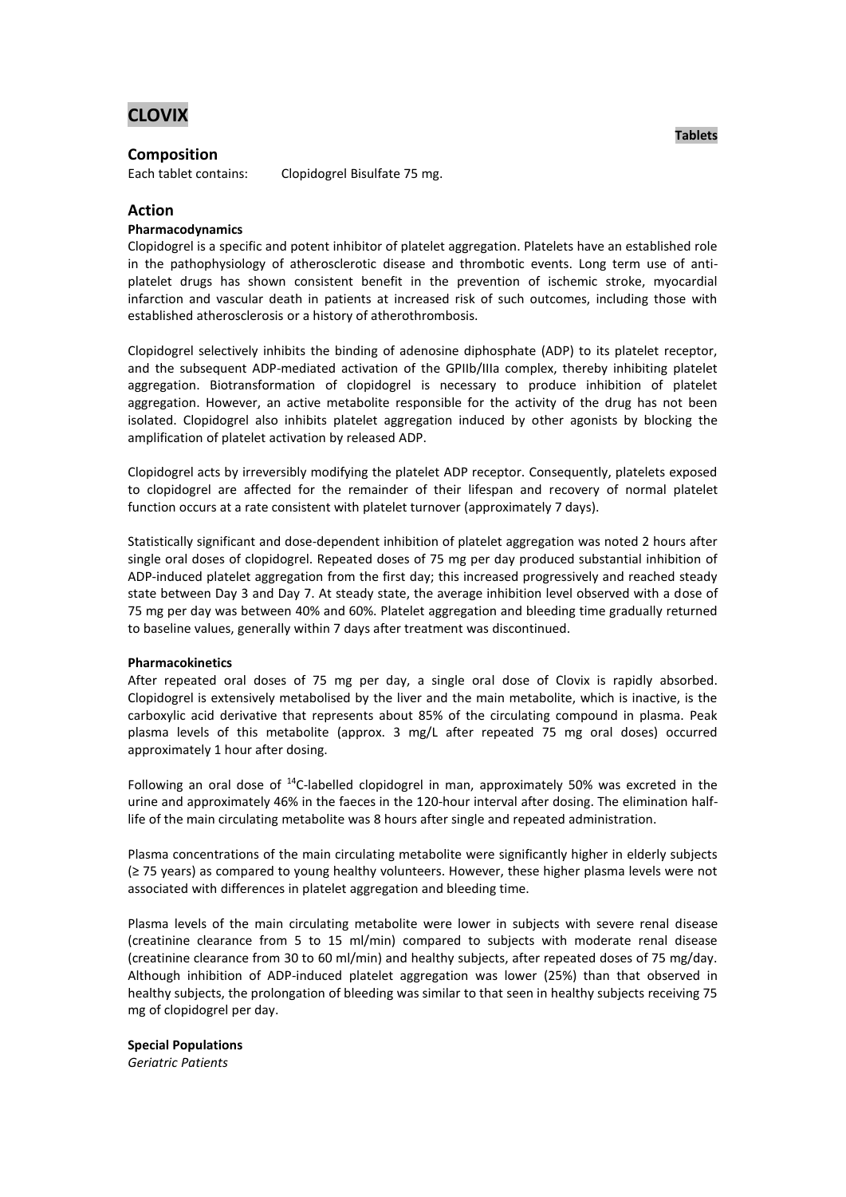# CLOVIX

**Tablets**

## Composition

Each tablet contains: Clopidogrel Bisulfate 75 mg.

## Action

**Pharmacodynamics**

Clopidogrel is a specific and potent inhibitor of platelet aggregation. Platelets have an established role in the pathophysiology of atherosclerotic disease and thrombotic events. Long term use of anti-platelet drugs has shown consistent benefit in the prevention of ischemic stroke, myocardial infarction and vascular death in patients at increased risk of such outcomes, including those with established atherosclerosis or a history of atherothrombosis.

Clopidogrel selectively inhibits the binding of adenosine diphosphate (ADP) to its platelet receptor, and the subsequent ADP-mediated activation of the GPIIb/IIIa complex, thereby inhibiting platelet aggregation. Biotransformation of clopidogrel is necessary to produce inhibition of platelet aggregation. However, an active metabolite responsible for the activity of the drug has not been isolated. Clopidogrel also inhibits platelet aggregation induced by other agonists by blocking the amplification of platelet activation by released ADP.

Clopidogrel acts by irreversibly modifying the platelet ADP receptor. Consequently, platelets exposed to clopidogrel are affected for the remainder of their lifespan and recovery of normal platelet function occurs at a rate consistent with platelet turnover (approximately 7 days).

Statistically significant and dose-dependent inhibition of platelet aggregation was noted 2 hours after single oral doses of clopidogrel. Repeated doses of 75 mg per day produced substantial inhibition of ADP-induced platelet aggregation from the first day; this increased progressively and reached steady state between Day 3 and Day 7. At steady state, the average inhibition level observed with a dose of 75 mg per day was between 40% and 60%. Platelet aggregation and bleeding time gradually returned to baseline values, generally within 7 days after treatment was discontinued.

**Pharmacokinetics**

After repeated oral doses of 75 mg per day, a single oral dose of Clovix is rapidly absorbed. Clopidogrel is extensively metabolised by the liver and the main metabolite, which is inactive, is the carboxylic acid derivative that represents about 85% of the circulating compound in plasma. Peak plasma levels of this metabolite (approx. 3 mg/L after repeated 75 mg oral doses) occurred approximately 1 hour after dosing.

Following an oral dose of $^{14}C$-labelled clopidogrel in man, approximately 50% was excreted in the urine and approximately 46% in the faeces in the 120-hour interval after dosing. The elimination half-life of the main circulating metabolite was 8 hours after single and repeated administration.

Plasma concentrations of the main circulating metabolite were significantly higher in elderly subjects (≥ 75 years) as compared to young healthy volunteers. However, these higher plasma levels were not associated with differences in platelet aggregation and bleeding time.

Plasma levels of the main circulating metabolite were lower in subjects with severe renal disease (creatinine clearance from 5 to 15 ml/min) compared to subjects with moderate renal disease (creatinine clearance from 30 to 60 ml/min) and healthy subjects, after repeated doses of 75 mg/day. Although inhibition of ADP-induced platelet aggregation was lower (25%) than that observed in healthy subjects, the prolongation of bleeding was similar to that seen in healthy subjects receiving 75 mg of clopidogrel per day.

**Special Populations**

*Geriatric Patients*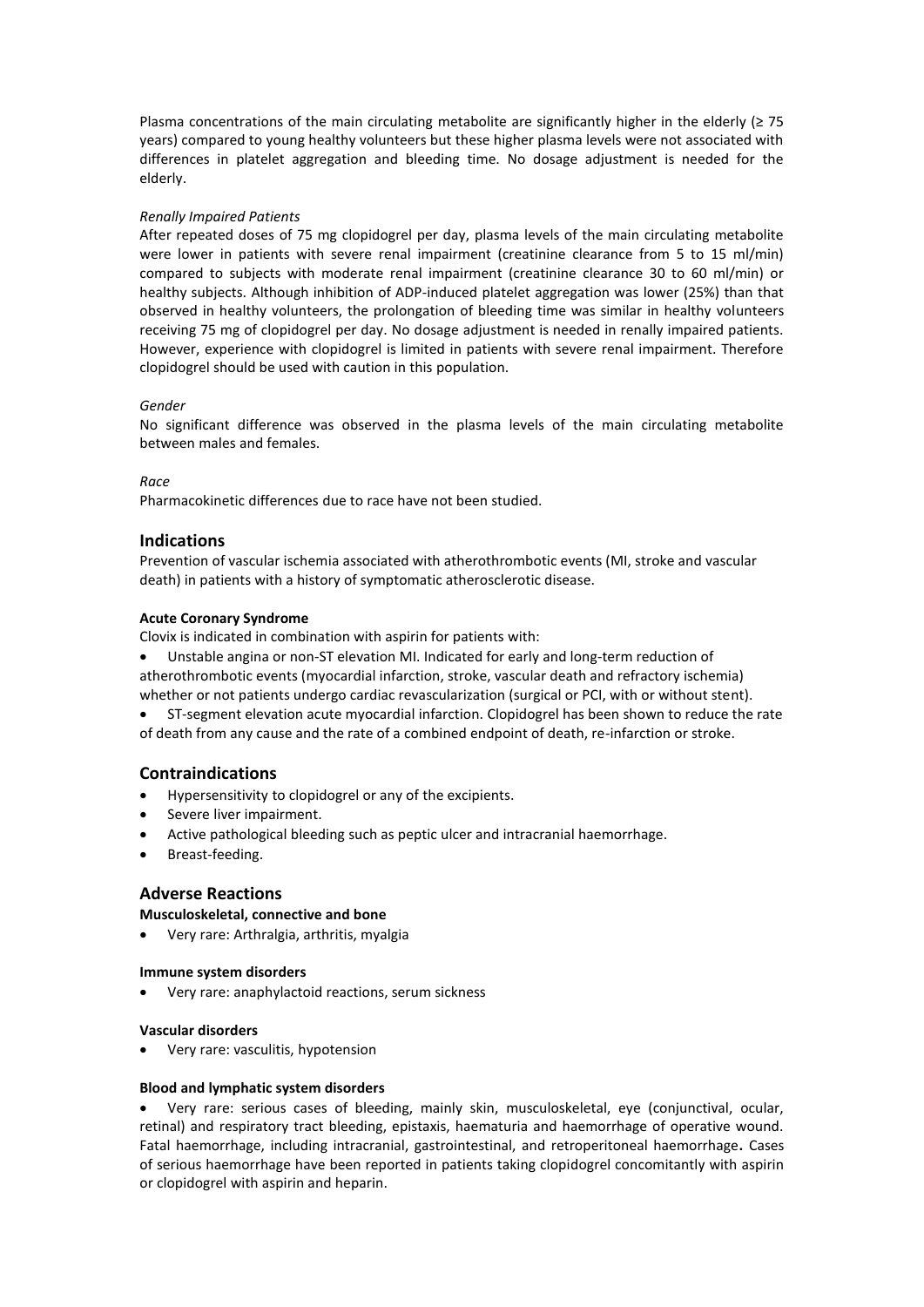Plasma concentrations of the main circulating metabolite are significantly higher in the elderly (≥ 75 years) compared to young healthy volunteers but these higher plasma levels were not associated with differences in platelet aggregation and bleeding time. No dosage adjustment is needed for the elderly.

*Renally Impaired Patients*

After repeated doses of 75 mg clopidogrel per day, plasma levels of the main circulating metabolite were lower in patients with severe renal impairment (creatinine clearance from 5 to 15 ml/min) compared to subjects with moderate renal impairment (creatinine clearance 30 to 60 ml/min) or healthy subjects. Although inhibition of ADP-induced platelet aggregation was lower (25%) than that observed in healthy volunteers, the prolongation of bleeding time was similar in healthy volunteers receiving 75 mg of clopidogrel per day. No dosage adjustment is needed in renally impaired patients. However, experience with clopidogrel is limited in patients with severe renal impairment. Therefore clopidogrel should be used with caution in this population.

*Gender*

No significant difference was observed in the plasma levels of the main circulating metabolite between males and females.

*Race*

Pharmacokinetic differences due to race have not been studied.

## Indications

Prevention of vascular ischemia associated with atherothrombotic events (MI, stroke and vascular death) in patients with a history of symptomatic atherosclerotic disease.

**Acute Coronary Syndrome**

Clovix is indicated in combination with aspirin for patients with:

- Unstable angina or non-ST elevation MI. Indicated for early and long-term reduction of atherothrombotic events (myocardial infarction, stroke, vascular death and refractory ischemia) whether or not patients undergo cardiac revascularization (surgical or PCI, with or without stent).
- ST-segment elevation acute myocardial infarction. Clopidogrel has been shown to reduce the rate of death from any cause and the rate of a combined endpoint of death, re-infarction or stroke.

## Contraindications

- Hypersensitivity to clopidogrel or any of the excipients.
- Severe liver impairment.
- Active pathological bleeding such as peptic ulcer and intracranial haemorrhage.
- Breast-feeding.

## Adverse Reactions

**Musculoskeletal, connective and bone**

- Very rare: Arthralgia, arthritis, myalgia

**Immune system disorders**

- Very rare: anaphylactoid reactions, serum sickness

**Vascular disorders**

- Very rare: vasculitis, hypotension

**Blood and lymphatic system disorders**

- Very rare: serious cases of bleeding, mainly skin, musculoskeletal, eye (conjunctival, ocular, retinal) and respiratory tract bleeding, epistaxis, haematuria and haemorrhage of operative wound. Fatal haemorrhage, including intracranial, gastrointestinal, and retroperitoneal haemorrhage**.** Cases of serious haemorrhage have been reported in patients taking clopidogrel concomitantly with aspirin or clopidogrel with aspirin and heparin.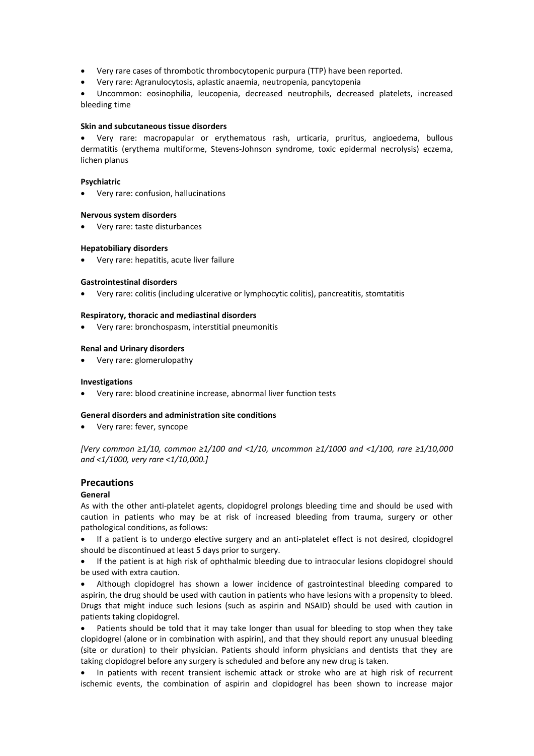- Very rare cases of thrombotic thrombocytopenic purpura (TTP) have been reported.
- Very rare: Agranulocytosis, aplastic anaemia, neutropenia, pancytopenia
- Uncommon: eosinophilia, leucopenia, decreased neutrophils, decreased platelets, increased bleeding time

**Skin and subcutaneous tissue disorders**

- Very rare: macropapular or erythematous rash, urticaria, pruritus, angioedema, bullous dermatitis (erythema multiforme, Stevens-Johnson syndrome, toxic epidermal necrolysis) eczema, lichen planus

**Psychiatric**

- Very rare: confusion, hallucinations

**Nervous system disorders**

- Very rare: taste disturbances

**Hepatobiliary disorders**

- Very rare: hepatitis, acute liver failure

**Gastrointestinal disorders**

- Very rare: colitis (including ulcerative or lymphocytic colitis), pancreatitis, stomtatitis

**Respiratory, thoracic and mediastinal disorders**

- Very rare: bronchospasm, interstitial pneumonitis

**Renal and Urinary disorders**

- Very rare: glomerulopathy

**Investigations**

- Very rare: blood creatinine increase, abnormal liver function tests

**General disorders and administration site conditions**

- Very rare: fever, syncope

*[Very common ≥1/10, common ≥1/100 and <1/10, uncommon ≥1/1000 and <1/100, rare ≥1/10,000 and <1/1000, very rare <1/10,000.]*

## Precautions

**General**

As with the other anti-platelet agents, clopidogrel prolongs bleeding time and should be used with caution in patients who may be at risk of increased bleeding from trauma, surgery or other pathological conditions, as follows:

- If a patient is to undergo elective surgery and an anti-platelet effect is not desired, clopidogrel should be discontinued at least 5 days prior to surgery.
- If the patient is at high risk of ophthalmic bleeding due to intraocular lesions clopidogrel should be used with extra caution.
- Although clopidogrel has shown a lower incidence of gastrointestinal bleeding compared to aspirin, the drug should be used with caution in patients who have lesions with a propensity to bleed. Drugs that might induce such lesions (such as aspirin and NSAID) should be used with caution in patients taking clopidogrel.
- Patients should be told that it may take longer than usual for bleeding to stop when they take clopidogrel (alone or in combination with aspirin), and that they should report any unusual bleeding (site or duration) to their physician. Patients should inform physicians and dentists that they are taking clopidogrel before any surgery is scheduled and before any new drug is taken.
- In patients with recent transient ischemic attack or stroke who are at high risk of recurrent ischemic events, the combination of aspirin and clopidogrel has been shown to increase major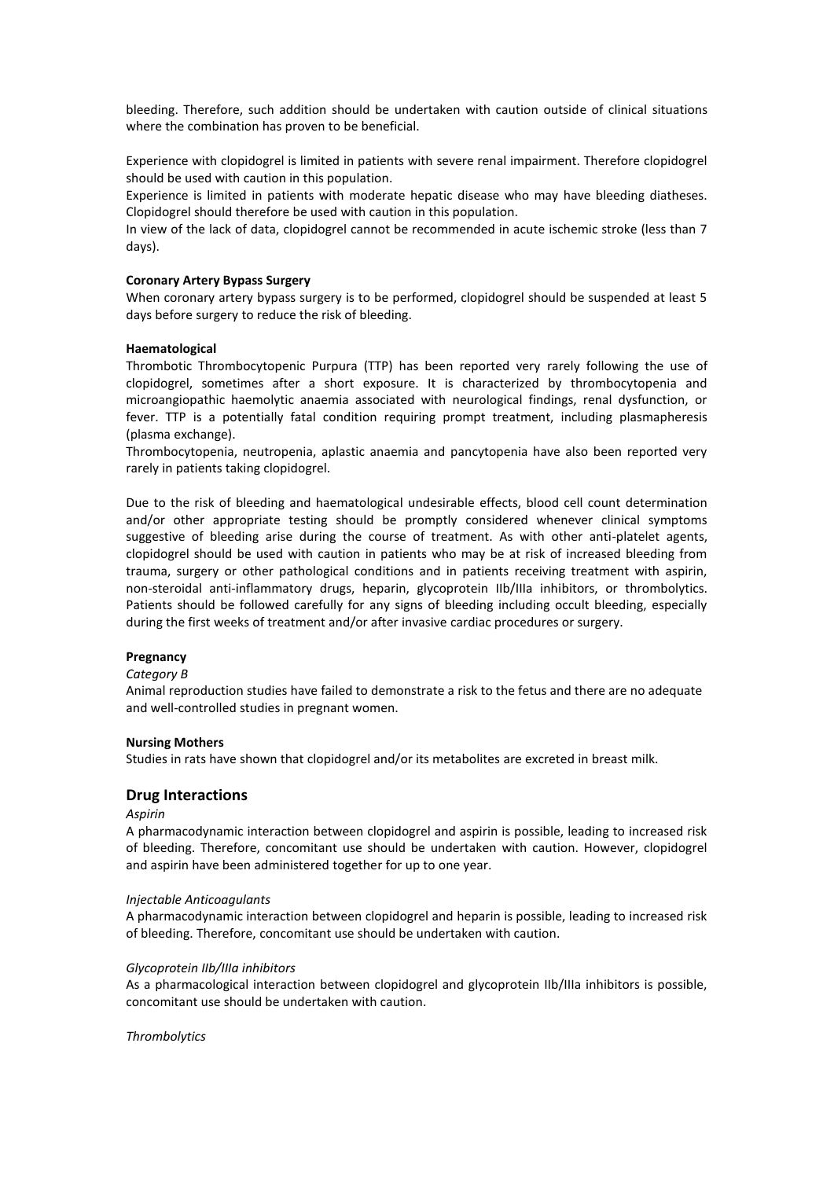bleeding. Therefore, such addition should be undertaken with caution outside of clinical situations where the combination has proven to be beneficial.

Experience with clopidogrel is limited in patients with severe renal impairment. Therefore clopidogrel should be used with caution in this population.
Experience is limited in patients with moderate hepatic disease who may have bleeding diatheses. Clopidogrel should therefore be used with caution in this population.
In view of the lack of data, clopidogrel cannot be recommended in acute ischemic stroke (less than 7 days).

**Coronary Artery Bypass Surgery**
When coronary artery bypass surgery is to be performed, clopidogrel should be suspended at least 5 days before surgery to reduce the risk of bleeding.

**Haematological**
Thrombotic Thrombocytopenic Purpura (TTP) has been reported very rarely following the use of clopidogrel, sometimes after a short exposure. It is characterized by thrombocytopenia and microangiopathic haemolytic anaemia associated with neurological findings, renal dysfunction, or fever. TTP is a potentially fatal condition requiring prompt treatment, including plasmapheresis (plasma exchange).
Thrombocytopenia, neutropenia, aplastic anaemia and pancytopenia have also been reported very rarely in patients taking clopidogrel.

Due to the risk of bleeding and haematological undesirable effects, blood cell count determination and/or other appropriate testing should be promptly considered whenever clinical symptoms suggestive of bleeding arise during the course of treatment. As with other anti-platelet agents, clopidogrel should be used with caution in patients who may be at risk of increased bleeding from trauma, surgery or other pathological conditions and in patients receiving treatment with aspirin, non-steroidal anti-inflammatory drugs, heparin, glycoprotein IIb/IIIa inhibitors, or thrombolytics. Patients should be followed carefully for any signs of bleeding including occult bleeding, especially during the first weeks of treatment and/or after invasive cardiac procedures or surgery.

**Pregnancy**
*Category B*
Animal reproduction studies have failed to demonstrate a risk to the fetus and there are no adequate and well-controlled studies in pregnant women.

**Nursing Mothers**
Studies in rats have shown that clopidogrel and/or its metabolites are excreted in breast milk.

## Drug Interactions

*Aspirin*
A pharmacodynamic interaction between clopidogrel and aspirin is possible, leading to increased risk of bleeding. Therefore, concomitant use should be undertaken with caution. However, clopidogrel and aspirin have been administered together for up to one year.

*Injectable Anticoagulants*
A pharmacodynamic interaction between clopidogrel and heparin is possible, leading to increased risk of bleeding. Therefore, concomitant use should be undertaken with caution.

*Glycoprotein IIb/IIIa inhibitors*
As a pharmacological interaction between clopidogrel and glycoprotein IIb/IIIa inhibitors is possible, concomitant use should be undertaken with caution.

*Thrombolytics*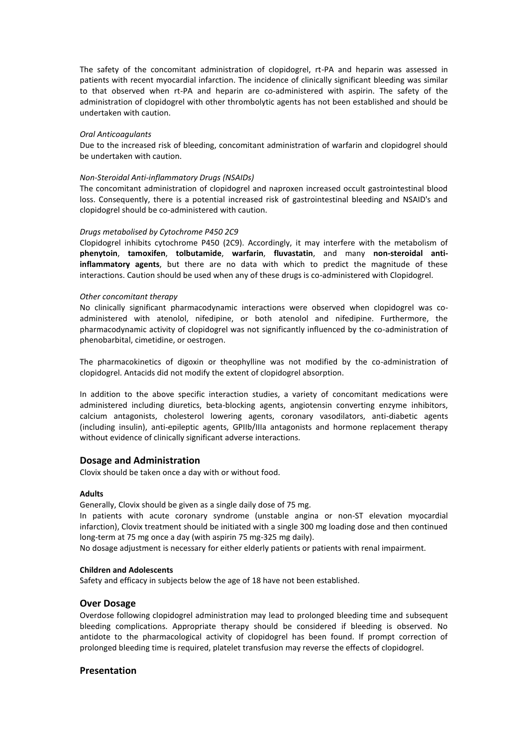The safety of the concomitant administration of clopidogrel, rt-PA and heparin was assessed in patients with recent myocardial infarction. The incidence of clinically significant bleeding was similar to that observed when rt-PA and heparin are co-administered with aspirin. The safety of the administration of clopidogrel with other thrombolytic agents has not been established and should be undertaken with caution.

*Oral Anticoagulants*

Due to the increased risk of bleeding, concomitant administration of warfarin and clopidogrel should be undertaken with caution.

*Non-Steroidal Anti-inflammatory Drugs (NSAIDs)*

The concomitant administration of clopidogrel and naproxen increased occult gastrointestinal blood loss. Consequently, there is a potential increased risk of gastrointestinal bleeding and NSAID's and clopidogrel should be co-administered with caution.

*Drugs metabolised by Cytochrome P450 2C9*

Clopidogrel inhibits cytochrome P450 (2C9). Accordingly, it may interfere with the metabolism of **phenytoin**, **tamoxifen**, **tolbutamide**, **warfarin**, **fluvastatin**, and many **non-steroidal anti-inflammatory agents**, but there are no data with which to predict the magnitude of these interactions. Caution should be used when any of these drugs is co-administered with Clopidogrel.

*Other concomitant therapy*

No clinically significant pharmacodynamic interactions were observed when clopidogrel was co-administered with atenolol, nifedipine, or both atenolol and nifedipine. Furthermore, the pharmacodynamic activity of clopidogrel was not significantly influenced by the co-administration of phenobarbital, cimetidine, or oestrogen.

The pharmacokinetics of digoxin or theophylline was not modified by the co-administration of clopidogrel. Antacids did not modify the extent of clopidogrel absorption.

In addition to the above specific interaction studies, a variety of concomitant medications were administered including diuretics, beta-blocking agents, angiotensin converting enzyme inhibitors, calcium antagonists, cholesterol lowering agents, coronary vasodilators, anti-diabetic agents (including insulin), anti-epileptic agents, GPIIb/IIIa antagonists and hormone replacement therapy without evidence of clinically significant adverse interactions.

## Dosage and Administration

Clovix should be taken once a day with or without food.

**Adults**

Generally, Clovix should be given as a single daily dose of 75 mg.

In patients with acute coronary syndrome (unstable angina or non-ST elevation myocardial infarction), Clovix treatment should be initiated with a single 300 mg loading dose and then continued long-term at 75 mg once a day (with aspirin 75 mg-325 mg daily).

No dosage adjustment is necessary for either elderly patients or patients with renal impairment.

**Children and Adolescents**

Safety and efficacy in subjects below the age of 18 have not been established.

## Over Dosage

Overdose following clopidogrel administration may lead to prolonged bleeding time and subsequent bleeding complications. Appropriate therapy should be considered if bleeding is observed. No antidote to the pharmacological activity of clopidogrel has been found. If prompt correction of prolonged bleeding time is required, platelet transfusion may reverse the effects of clopidogrel.

## Presentation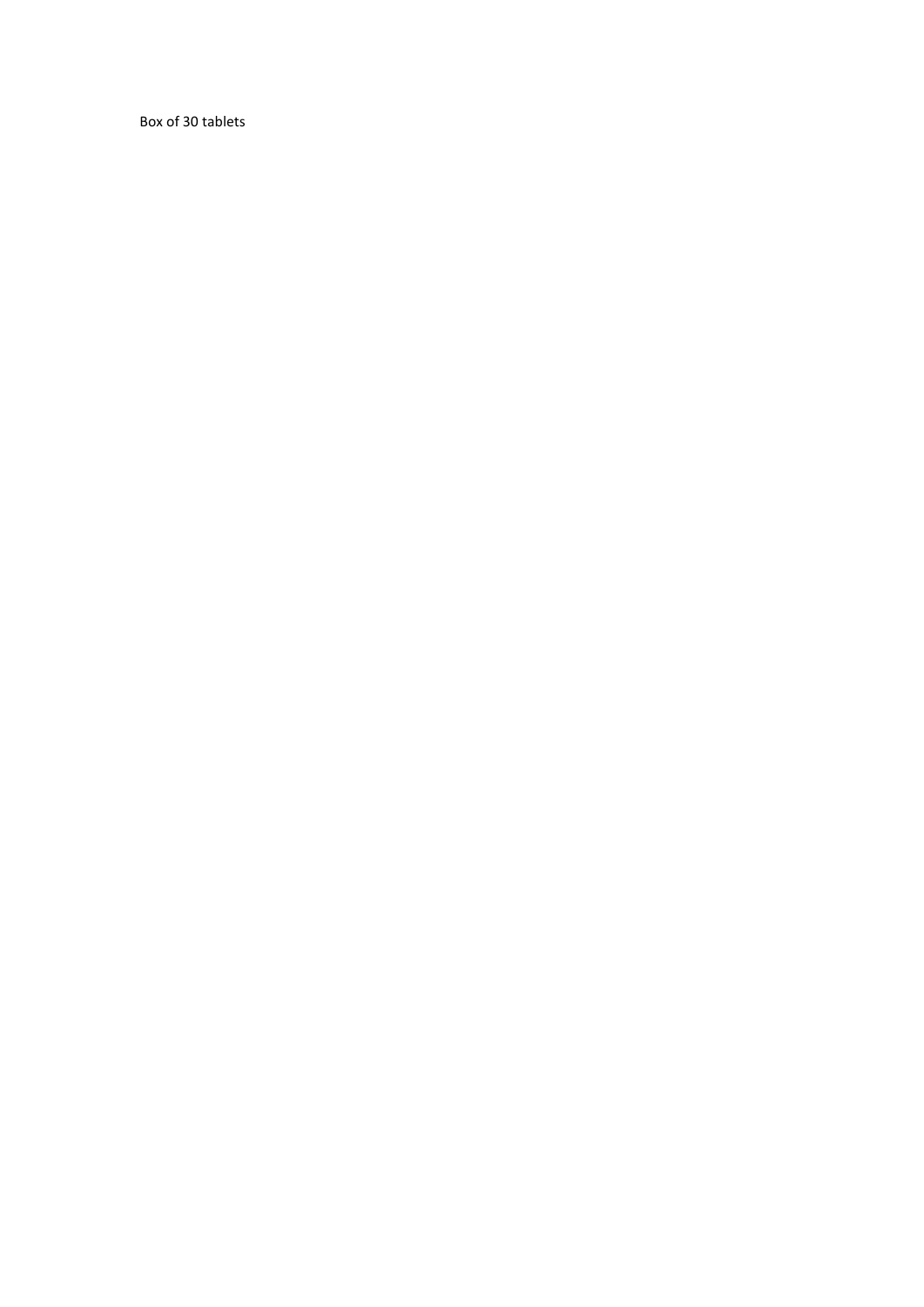Box of 30 tablets